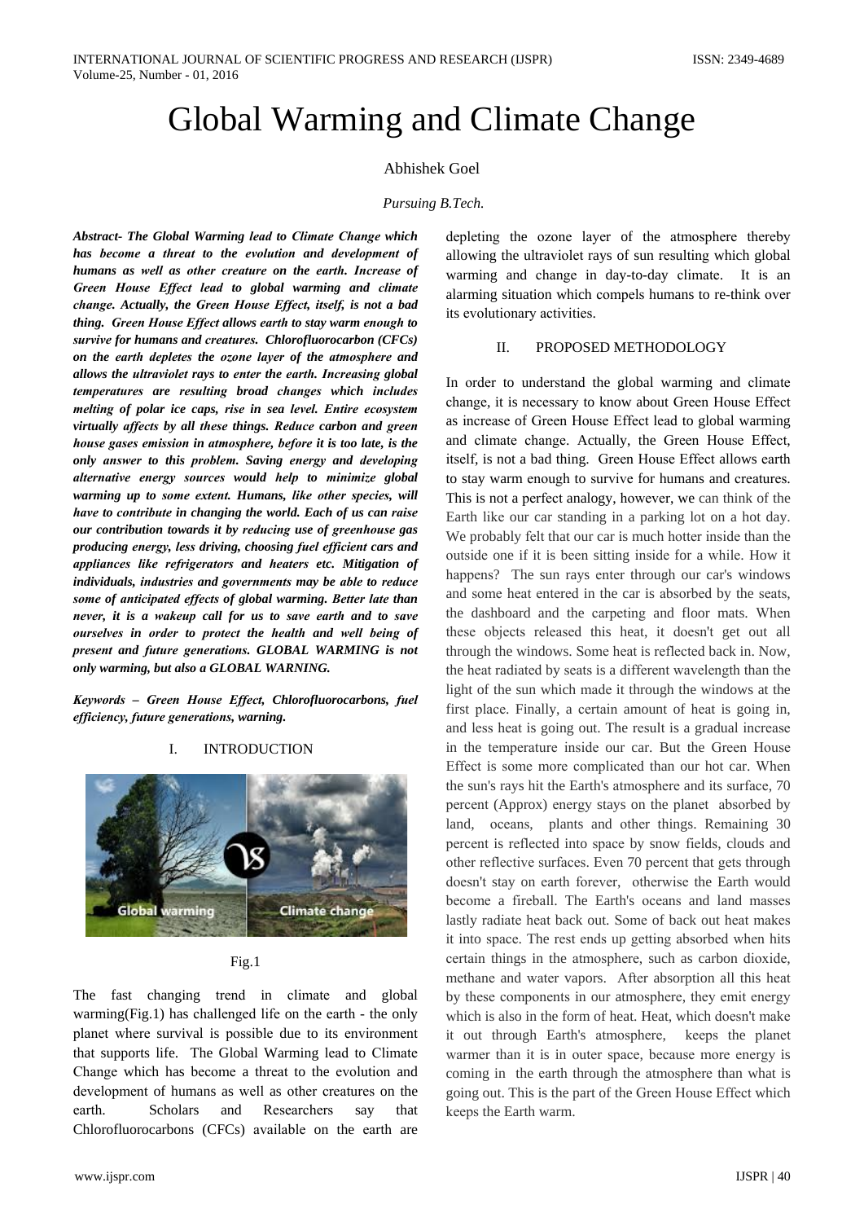# Global Warming and Climate Change

Abhishek Goel

*Pursuing B.Tech.*

***Abstract- The Global Warming lead to Climate Change which has become a threat to the evolution and development of humans as well as other creature on the earth. Increase of Green House Effect lead to global warming and climate change. Actually, the Green House Effect, itself, is not a bad thing. Green House Effect allows earth to stay warm enough to survive for humans and creatures. Chlorofluorocarbon (CFCs) on the earth depletes the ozone layer of the atmosphere and allows the ultraviolet rays to enter the earth. Increasing global temperatures are resulting broad changes which includes melting of polar ice caps, rise in sea level. Entire ecosystem virtually affects by all these things. Reduce carbon and green house gases emission in atmosphere, before it is too late, is the only answer to this problem. Saving energy and developing alternative energy sources would help to minimize global warming up to some extent. Humans, like other species, will have to contribute in changing the world. Each of us can raise our contribution towards it by reducing use of greenhouse gas producing energy, less driving, choosing fuel efficient cars and appliances like refrigerators and heaters etc. Mitigation of individuals, industries and governments may be able to reduce some of anticipated effects of global warming. Better late than never, it is a wakeup call for us to save earth and to save ourselves in order to protect the health and well being of present and future generations. GLOBAL WARMING is not only warming, but also a GLOBAL WARNING.***

***Keywords – Green House Effect, Chlorofluorocarbons, fuel efficiency, future generations, warning.***

## I. INTRODUCTION

Fig.1

The fast changing trend in climate and global warming(Fig.1) has challenged life on the earth - the only planet where survival is possible due to its environment that supports life. The Global Warming lead to Climate Change which has become a threat to the evolution and development of humans as well as other creatures on the earth. Scholars and Researchers say that Chlorofluorocarbons (CFCs) available on the earth are depleting the ozone layer of the atmosphere thereby allowing the ultraviolet rays of sun resulting which global warming and change in day-to-day climate. It is an alarming situation which compels humans to re-think over its evolutionary activities.

## II. PROPOSED METHODOLOGY

In order to understand the global warming and climate change, it is necessary to know about Green House Effect as increase of Green House Effect lead to global warming and climate change. Actually, the Green House Effect, itself, is not a bad thing. Green House Effect allows earth to stay warm enough to survive for humans and creatures. This is not a perfect analogy, however, we can think of the Earth like our car standing in a parking lot on a hot day. We probably felt that our car is much hotter inside than the outside one if it is been sitting inside for a while. How it happens? The sun rays enter through our car's windows and some heat entered in the car is absorbed by the seats, the dashboard and the carpeting and floor mats. When these objects released this heat, it doesn't get out all through the windows. Some heat is reflected back in. Now, the heat radiated by seats is a different wavelength than the light of the sun which made it through the windows at the first place. Finally, a certain amount of heat is going in, and less heat is going out. The result is a gradual increase in the temperature inside our car. But the Green House Effect is some more complicated than our hot car. When the sun's rays hit the Earth's atmosphere and its surface, 70 percent (Approx) energy stays on the planet absorbed by land, oceans, plants and other things. Remaining 30 percent is reflected into space by snow fields, clouds and other reflective surfaces. Even 70 percent that gets through doesn't stay on earth forever, otherwise the Earth would become a fireball. The Earth's oceans and land masses lastly radiate heat back out. Some of back out heat makes it into space. The rest ends up getting absorbed when hits certain things in the atmosphere, such as carbon dioxide, methane and water vapors. After absorption all this heat by these components in our atmosphere, they emit energy which is also in the form of heat. Heat, which doesn't make it out through Earth's atmosphere, keeps the planet warmer than it is in outer space, because more energy is coming in the earth through the atmosphere than what is going out. This is the part of the Green House Effect which keeps the Earth warm.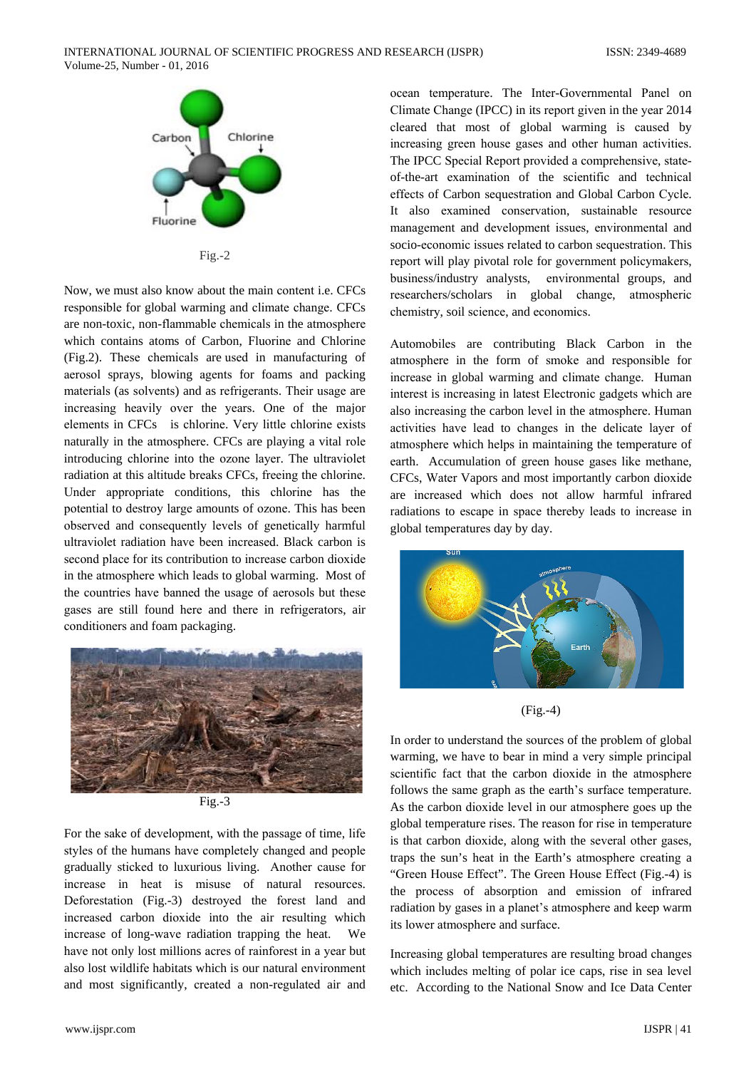Fig.-2

Now, we must also know about the main content i.e. CFCs responsible for global warming and climate change. CFCs are non-toxic, non-flammable chemicals in the atmosphere which contains atoms of Carbon, Fluorine and Chlorine (Fig.2). These chemicals are used in manufacturing of aerosol sprays, blowing agents for foams and packing materials (as solvents) and as refrigerants. Their usage are increasing heavily over the years. One of the major elements in CFCs is chlorine. Very little chlorine exists naturally in the atmosphere. CFCs are playing a vital role introducing chlorine into the ozone layer. The ultraviolet radiation at this altitude breaks CFCs, freeing the chlorine. Under appropriate conditions, this chlorine has the potential to destroy large amounts of ozone. This has been observed and consequently levels of genetically harmful ultraviolet radiation have been increased. Black carbon is second place for its contribution to increase carbon dioxide in the atmosphere which leads to global warming. Most of the countries have banned the usage of aerosols but these gases are still found here and there in refrigerators, air conditioners and foam packaging.

Fig.-3

For the sake of development, with the passage of time, life styles of the humans have completely changed and people gradually sticked to luxurious living. Another cause for increase in heat is misuse of natural resources. Deforestation (Fig.-3) destroyed the forest land and increased carbon dioxide into the air resulting which increase of long-wave radiation trapping the heat. We have not only lost millions acres of rainforest in a year but also lost wildlife habitats which is our natural environment and most significantly, created a non-regulated air and ocean temperature. The Inter-Governmental Panel on Climate Change (IPCC) in its report given in the year 2014 cleared that most of global warming is caused by increasing green house gases and other human activities. The IPCC Special Report provided a comprehensive, state-of-the-art examination of the scientific and technical effects of Carbon sequestration and Global Carbon Cycle. It also examined conservation, sustainable resource management and development issues, environmental and socio-economic issues related to carbon sequestration. This report will play pivotal role for government policymakers, business/industry analysts, environmental groups, and researchers/scholars in global change, atmospheric chemistry, soil science, and economics.

Automobiles are contributing Black Carbon in the atmosphere in the form of smoke and responsible for increase in global warming and climate change. Human interest is increasing in latest Electronic gadgets which are also increasing the carbon level in the atmosphere. Human activities have lead to changes in the delicate layer of atmosphere which helps in maintaining the temperature of earth. Accumulation of green house gases like methane, CFCs, Water Vapors and most importantly carbon dioxide are increased which does not allow harmful infrared radiations to escape in space thereby leads to increase in global temperatures day by day.

(Fig.-4)

In order to understand the sources of the problem of global warming, we have to bear in mind a very simple principal scientific fact that the carbon dioxide in the atmosphere follows the same graph as the earth's surface temperature. As the carbon dioxide level in our atmosphere goes up the global temperature rises. The reason for rise in temperature is that carbon dioxide, along with the several other gases, traps the sun's heat in the Earth's atmosphere creating a "Green House Effect". The Green House Effect (Fig.-4) is the process of absorption and emission of infrared radiation by gases in a planet's atmosphere and keep warm its lower atmosphere and surface.

Increasing global temperatures are resulting broad changes which includes melting of polar ice caps, rise in sea level etc. According to the National Snow and Ice Data Center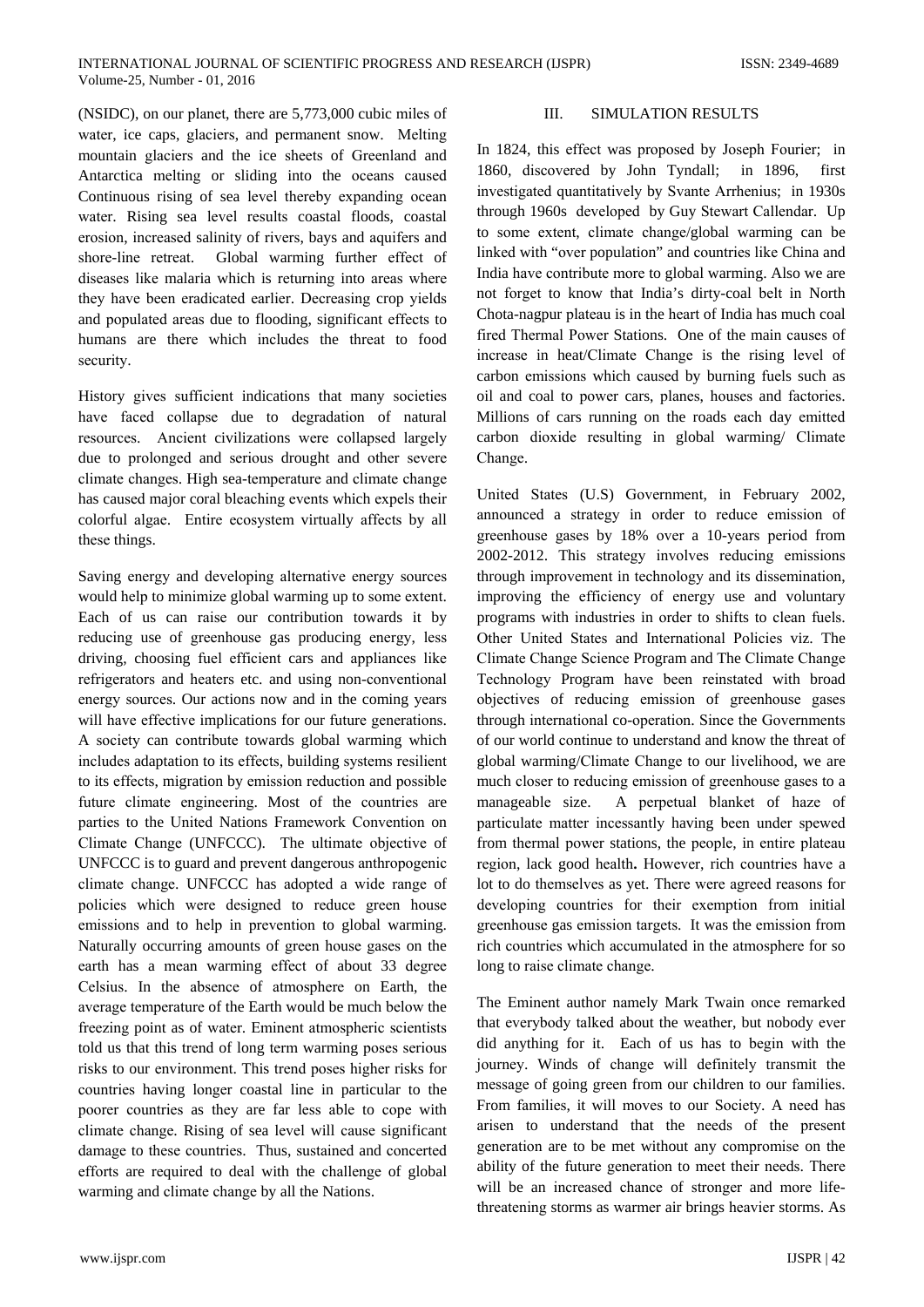(NSIDC), on our planet, there are 5,773,000 cubic miles of water, ice caps, glaciers, and permanent snow. Melting mountain glaciers and the ice sheets of Greenland and Antarctica melting or sliding into the oceans caused Continuous rising of sea level thereby expanding ocean water. Rising sea level results coastal floods, coastal erosion, increased salinity of rivers, bays and aquifers and shore-line retreat. Global warming further effect of diseases like malaria which is returning into areas where they have been eradicated earlier. Decreasing crop yields and populated areas due to flooding, significant effects to humans are there which includes the threat to food security.

History gives sufficient indications that many societies have faced collapse due to degradation of natural resources. Ancient civilizations were collapsed largely due to prolonged and serious drought and other severe climate changes. High sea-temperature and climate change has caused major coral bleaching events which expels their colorful algae. Entire ecosystem virtually affects by all these things.

Saving energy and developing alternative energy sources would help to minimize global warming up to some extent. Each of us can raise our contribution towards it by reducing use of greenhouse gas producing energy, less driving, choosing fuel efficient cars and appliances like refrigerators and heaters etc. and using non-conventional energy sources. Our actions now and in the coming years will have effective implications for our future generations. A society can contribute towards global warming which includes adaptation to its effects, building systems resilient to its effects, migration by emission reduction and possible future climate engineering. Most of the countries are parties to the United Nations Framework Convention on Climate Change (UNFCCC). The ultimate objective of UNFCCC is to guard and prevent dangerous anthropogenic climate change. UNFCCC has adopted a wide range of policies which were designed to reduce green house emissions and to help in prevention to global warming. Naturally occurring amounts of green house gases on the earth has a mean warming effect of about 33 degree Celsius. In the absence of atmosphere on Earth, the average temperature of the Earth would be much below the freezing point as of water. Eminent atmospheric scientists told us that this trend of long term warming poses serious risks to our environment. This trend poses higher risks for countries having longer coastal line in particular to the poorer countries as they are far less able to cope with climate change. Rising of sea level will cause significant damage to these countries. Thus, sustained and concerted efforts are required to deal with the challenge of global warming and climate change by all the Nations.

## III. SIMULATION RESULTS

In 1824, this effect was proposed by Joseph Fourier; in 1860, discovered by John Tyndall; in 1896, first investigated quantitatively by Svante Arrhenius; in 1930s through 1960s developed by Guy Stewart Callendar. Up to some extent, climate change/global warming can be linked with "over population" and countries like China and India have contribute more to global warming. Also we are not forget to know that India's dirty-coal belt in North Chota-nagpur plateau is in the heart of India has much coal fired Thermal Power Stations. One of the main causes of increase in heat/Climate Change is the rising level of carbon emissions which caused by burning fuels such as oil and coal to power cars, planes, houses and factories. Millions of cars running on the roads each day emitted carbon dioxide resulting in global warming/ Climate Change.

United States (U.S) Government, in February 2002, announced a strategy in order to reduce emission of greenhouse gases by 18% over a 10-years period from 2002-2012. This strategy involves reducing emissions through improvement in technology and its dissemination, improving the efficiency of energy use and voluntary programs with industries in order to shifts to clean fuels. Other United States and International Policies viz. The Climate Change Science Program and The Climate Change Technology Program have been reinstated with broad objectives of reducing emission of greenhouse gases through international co-operation. Since the Governments of our world continue to understand and know the threat of global warming/Climate Change to our livelihood, we are much closer to reducing emission of greenhouse gases to a manageable size. A perpetual blanket of haze of particulate matter incessantly having been under spewed from thermal power stations, the people, in entire plateau region, lack good health**.** However, rich countries have a lot to do themselves as yet. There were agreed reasons for developing countries for their exemption from initial greenhouse gas emission targets. It was the emission from rich countries which accumulated in the atmosphere for so long to raise climate change.

The Eminent author namely Mark Twain once remarked that everybody talked about the weather, but nobody ever did anything for it. Each of us has to begin with the journey. Winds of change will definitely transmit the message of going green from our children to our families. From families, it will moves to our Society. A need has arisen to understand that the needs of the present generation are to be met without any compromise on the ability of the future generation to meet their needs. There will be an increased chance of stronger and more life-threatening storms as warmer air brings heavier storms. As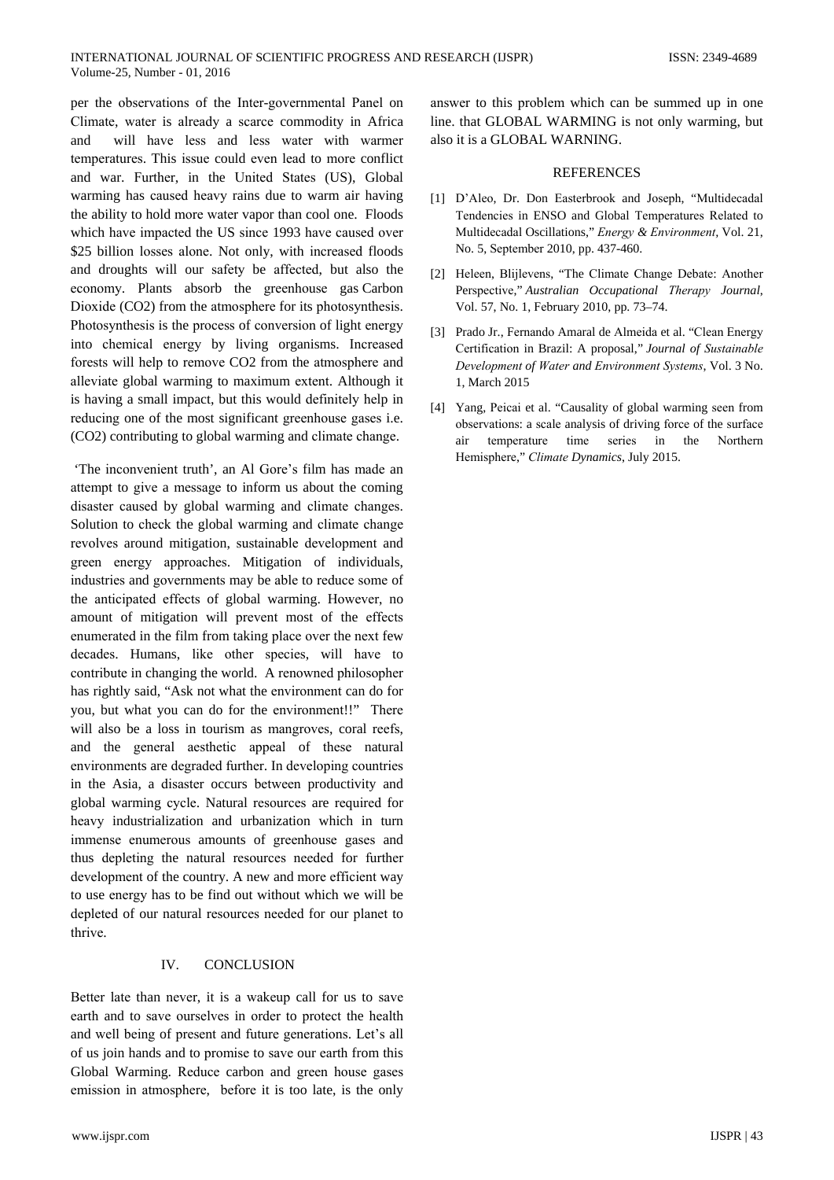per the observations of the Inter-governmental Panel on Climate, water is already a scarce commodity in Africa and will have less and less water with warmer temperatures. This issue could even lead to more conflict and war. Further, in the United States (US), Global warming has caused heavy rains due to warm air having the ability to hold more water vapor than cool one. Floods which have impacted the US since 1993 have caused over \$25 billion losses alone. Not only, with increased floods and droughts will our safety be affected, but also the economy. Plants absorb the greenhouse gas Carbon Dioxide (CO2) from the atmosphere for its photosynthesis. Photosynthesis is the process of conversion of light energy into chemical energy by living organisms. Increased forests will help to remove CO2 from the atmosphere and alleviate global warming to maximum extent. Although it is having a small impact, but this would definitely help in reducing one of the most significant greenhouse gases i.e. (CO2) contributing to global warming and climate change.

'The inconvenient truth', an Al Gore's film has made an attempt to give a message to inform us about the coming disaster caused by global warming and climate changes. Solution to check the global warming and climate change revolves around mitigation, sustainable development and green energy approaches. Mitigation of individuals, industries and governments may be able to reduce some of the anticipated effects of global warming. However, no amount of mitigation will prevent most of the effects enumerated in the film from taking place over the next few decades. Humans, like other species, will have to contribute in changing the world. A renowned philosopher has rightly said, "Ask not what the environment can do for you, but what you can do for the environment!!" There will also be a loss in tourism as mangroves, coral reefs, and the general aesthetic appeal of these natural environments are degraded further. In developing countries in the Asia, a disaster occurs between productivity and global warming cycle. Natural resources are required for heavy industrialization and urbanization which in turn immense enumerous amounts of greenhouse gases and thus depleting the natural resources needed for further development of the country. A new and more efficient way to use energy has to be find out without which we will be depleted of our natural resources needed for our planet to thrive.

## IV. CONCLUSION

Better late than never, it is a wakeup call for us to save earth and to save ourselves in order to protect the health and well being of present and future generations. Let's all of us join hands and to promise to save our earth from this Global Warming. Reduce carbon and green house gases emission in atmosphere, before it is too late, is the only answer to this problem which can be summed up in one line. that GLOBAL WARMING is not only warming, but also it is a GLOBAL WARNING.

## REFERENCES

[1] D'Aleo, Dr. Don Easterbrook and Joseph, "Multidecadal Tendencies in ENSO and Global Temperatures Related to Multidecadal Oscillations," *Energy & Environment*, Vol. 21, No. 5, September 2010, pp. 437-460.

[2] Heleen, Blijlevens, "The Climate Change Debate: Another Perspective," *Australian Occupational Therapy Journal*, Vol. 57, No. 1, February 2010, pp. 73–74.

[3] Prado Jr., Fernando Amaral de Almeida et al. "Clean Energy Certification in Brazil: A proposal," *Journal of Sustainable Development of Water and Environment Systems*, Vol. 3 No. 1, March 2015

[4] Yang, Peicai et al. "Causality of global warming seen from observations: a scale analysis of driving force of the surface air temperature time series in the Northern Hemisphere," *Climate Dynamics*, July 2015.